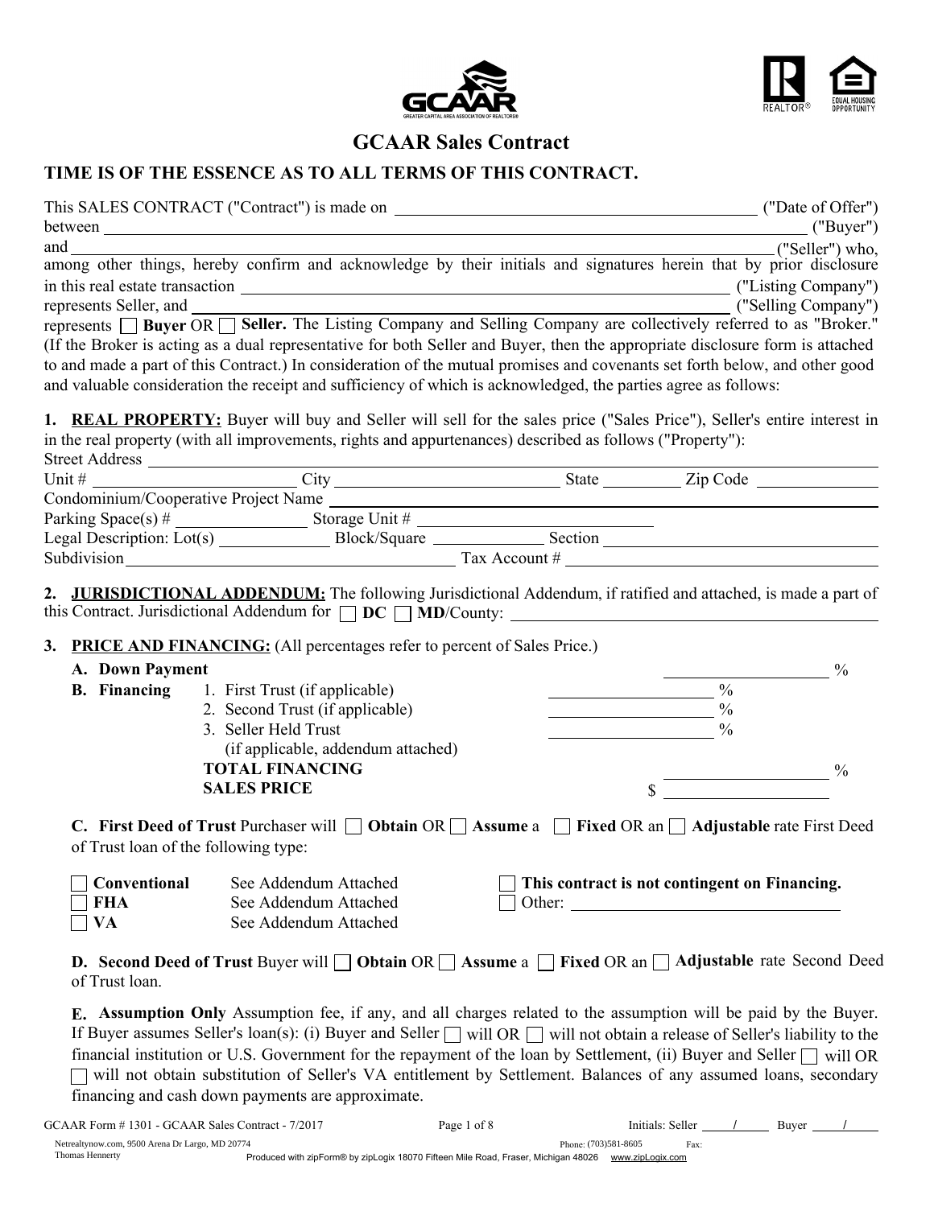# GCAAR Sales Contract

## TIME IS OF THE ESSENCE AS TO ALL TERMS OF THIS CONTRACT.

This SALES CONTRACT ("Contract") is made on ____________________ ("Date of Offer") between ____________________ ("Buyer") and ____________________ ("Seller") who, among other things, hereby confirm and acknowledge by their initials and signatures herein that by prior disclosure in this real estate transaction ____________________ ("Listing Company") represents Seller, and ____________________ ("Selling Company") represents ☐ **Buyer** OR ☐ **Seller.** The Listing Company and Selling Company are collectively referred to as "Broker." (If the Broker is acting as a dual representative for both Seller and Buyer, then the appropriate disclosure form is attached to and made a part of this Contract.) In consideration of the mutual promises and covenants set forth below, and other good and valuable consideration the receipt and sufficiency of which is acknowledged, the parties agree as follows:

**1. REAL PROPERTY:** Buyer will buy and Seller will sell for the sales price ("Sales Price"), Seller's entire interest in in the real property (with all improvements, rights and appurtenances) described as follows ("Property"):

Street Address ____________________

Unit # __________ City __________ State __________ Zip Code __________

Condominium/Cooperative Project Name ____________________

Parking Space(s) # __________ Storage Unit # __________

Legal Description: Lot(s) __________ Block/Square __________ Section __________

Subdivision __________ Tax Account # __________

**2. JURISDICTIONAL ADDENDUM:** The following Jurisdictional Addendum, if ratified and attached, is made a part of this Contract. Jurisdictional Addendum for ☐ **DC** ☐ **MD**/County: ____________________

**3. PRICE AND FINANCING:** (All percentages refer to percent of Sales Price.)

| | | | |
|---|---|---|---|
| **A. Down Payment** | | | ______ % |
| **B. Financing** | 1. First Trust (if applicable) | ______ % | |
| | 2. Second Trust (if applicable) | ______ % | |
| | 3. Seller Held Trust (if applicable, addendum attached) | ______ % | |
| | **TOTAL FINANCING** | | ______ % |
| | **SALES PRICE** | | $ ______ |

**C. First Deed of Trust** Purchaser will ☐ **Obtain** OR ☐ **Assume** a ☐ **Fixed** OR an ☐ **Adjustable** rate First Deed of Trust loan of the following type:

☐ **Conventional** See Addendum Attached
☐ **FHA** See Addendum Attached
☐ **VA** See Addendum Attached

☐ **This contract is not contingent on Financing.**
☐ Other: ____________________

**D. Second Deed of Trust** Buyer will ☐ **Obtain** OR ☐ **Assume** a ☐ **Fixed** OR an ☐ **Adjustable** rate Second Deed of Trust loan.

**E. Assumption Only** Assumption fee, if any, and all charges related to the assumption will be paid by the Buyer. If Buyer assumes Seller's loan(s): (i) Buyer and Seller ☐ will OR ☐ will not obtain a release of Seller's liability to the financial institution or U.S. Government for the repayment of the loan by Settlement, (ii) Buyer and Seller ☐ will OR ☐ will not obtain substitution of Seller's VA entitlement by Settlement. Balances of any assumed loans, secondary financing and cash down payments are approximate.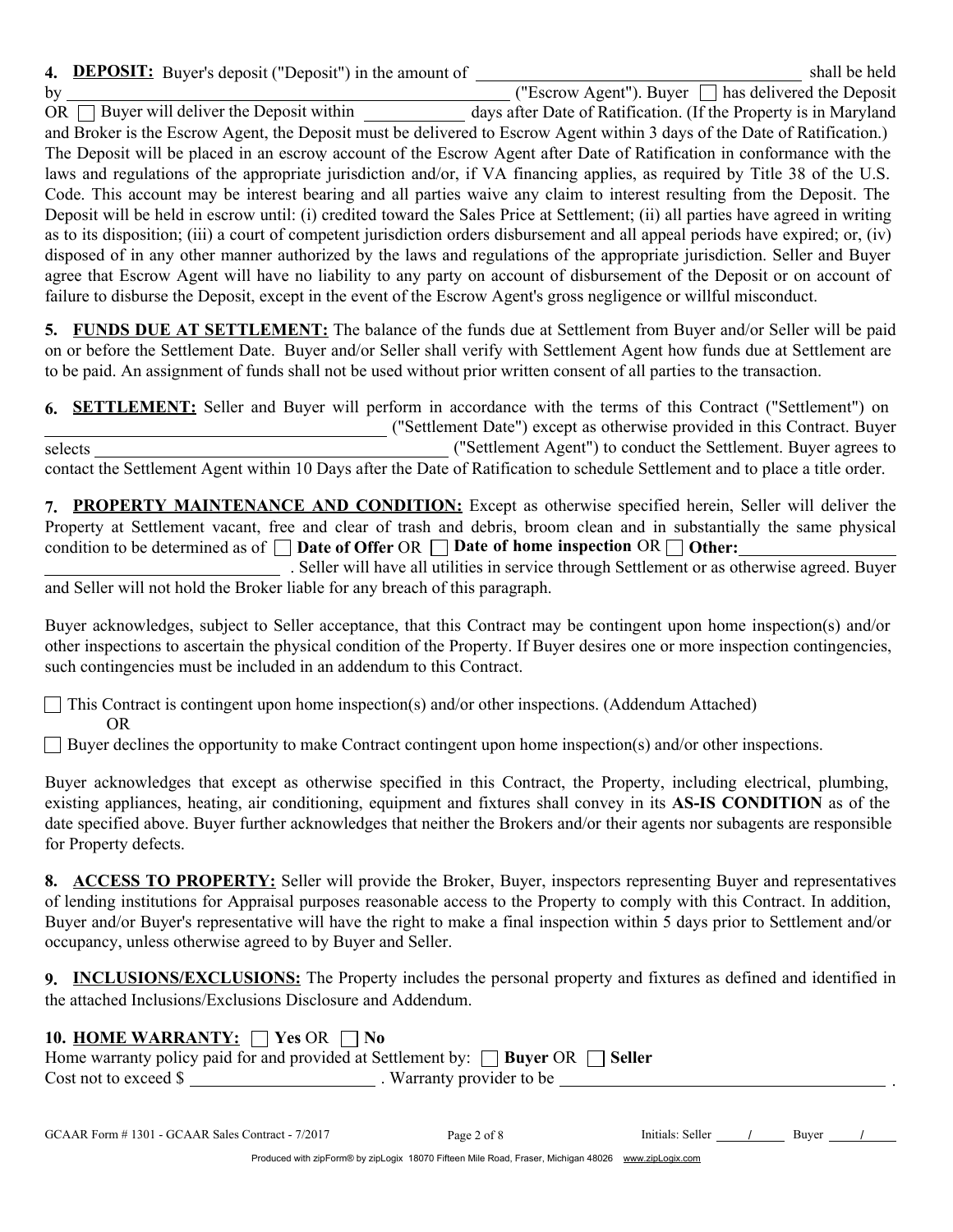**4. DEPOSIT:** Buyer's deposit ("Deposit") in the amount of \_\_\_\_\_\_\_\_\_\_\_\_\_\_\_\_\_\_\_\_ shall be held by \_\_\_\_\_\_\_\_\_\_\_\_\_\_\_\_\_\_\_\_ ("Escrow Agent"). Buyer ☐ has delivered the Deposit OR ☐ Buyer will deliver the Deposit within \_\_\_\_\_\_\_\_ days after Date of Ratification. (If the Property is in Maryland and Broker is the Escrow Agent, the Deposit must be delivered to Escrow Agent within 3 days of the Date of Ratification.) The Deposit will be placed in an escrow account of the Escrow Agent after Date of Ratification in conformance with the laws and regulations of the appropriate jurisdiction and/or, if VA financing applies, as required by Title 38 of the U.S. Code. This account may be interest bearing and all parties waive any claim to interest resulting from the Deposit. The Deposit will be held in escrow until: (i) credited toward the Sales Price at Settlement; (ii) all parties have agreed in writing as to its disposition; (iii) a court of competent jurisdiction orders disbursement and all appeal periods have expired; or, (iv) disposed of in any other manner authorized by the laws and regulations of the appropriate jurisdiction. Seller and Buyer agree that Escrow Agent will have no liability to any party on account of disbursement of the Deposit or on account of failure to disburse the Deposit, except in the event of the Escrow Agent's gross negligence or willful misconduct.

**5. FUNDS DUE AT SETTLEMENT:** The balance of the funds due at Settlement from Buyer and/or Seller will be paid on or before the Settlement Date. Buyer and/or Seller shall verify with Settlement Agent how funds due at Settlement are to be paid. An assignment of funds shall not be used without prior written consent of all parties to the transaction.

**6. SETTLEMENT:** Seller and Buyer will perform in accordance with the terms of this Contract ("Settlement") on \_\_\_\_\_\_\_\_\_\_\_\_\_\_\_\_\_\_\_\_ ("Settlement Date") except as otherwise provided in this Contract. Buyer selects \_\_\_\_\_\_\_\_\_\_\_\_\_\_\_\_\_\_\_\_ ("Settlement Agent") to conduct the Settlement. Buyer agrees to contact the Settlement Agent within 10 Days after the Date of Ratification to schedule Settlement and to place a title order.

**7. PROPERTY MAINTENANCE AND CONDITION:** Except as otherwise specified herein, Seller will deliver the Property at Settlement vacant, free and clear of trash and debris, broom clean and in substantially the same physical condition to be determined as of ☐ **Date of Offer** OR ☐ **Date of home inspection** OR ☐ **Other:** \_\_\_\_\_\_\_\_\_\_\_\_\_\_\_\_\_\_\_\_ . Seller will have all utilities in service through Settlement or as otherwise agreed. Buyer and Seller will not hold the Broker liable for any breach of this paragraph.

Buyer acknowledges, subject to Seller acceptance, that this Contract may be contingent upon home inspection(s) and/or other inspections to ascertain the physical condition of the Property. If Buyer desires one or more inspection contingencies, such contingencies must be included in an addendum to this Contract.

☐ This Contract is contingent upon home inspection(s) and/or other inspections. (Addendum Attached)
OR
☐ Buyer declines the opportunity to make Contract contingent upon home inspection(s) and/or other inspections.

Buyer acknowledges that except as otherwise specified in this Contract, the Property, including electrical, plumbing, existing appliances, heating, air conditioning, equipment and fixtures shall convey in its **AS-IS CONDITION** as of the date specified above. Buyer further acknowledges that neither the Brokers and/or their agents nor subagents are responsible for Property defects.

**8. ACCESS TO PROPERTY:** Seller will provide the Broker, Buyer, inspectors representing Buyer and representatives of lending institutions for Appraisal purposes reasonable access to the Property to comply with this Contract. In addition, Buyer and/or Buyer's representative will have the right to make a final inspection within 5 days prior to Settlement and/or occupancy, unless otherwise agreed to by Buyer and Seller.

**9. INCLUSIONS/EXCLUSIONS:** The Property includes the personal property and fixtures as defined and identified in the attached Inclusions/Exclusions Disclosure and Addendum.

**10. HOME WARRANTY:** ☐ **Yes** OR ☐ **No**
Home warranty policy paid for and provided at Settlement by: ☐ **Buyer** OR ☐ **Seller**
Cost not to exceed $ \_\_\_\_\_\_\_\_\_\_\_\_ . Warranty provider to be \_\_\_\_\_\_\_\_\_\_\_\_\_\_\_\_\_\_\_\_ .

GCAAR Form # 1301 - GCAAR Sales Contract - 7/2017 Initials: Seller \_\_\_ / \_\_\_ Buyer \_\_\_ / \_\_\_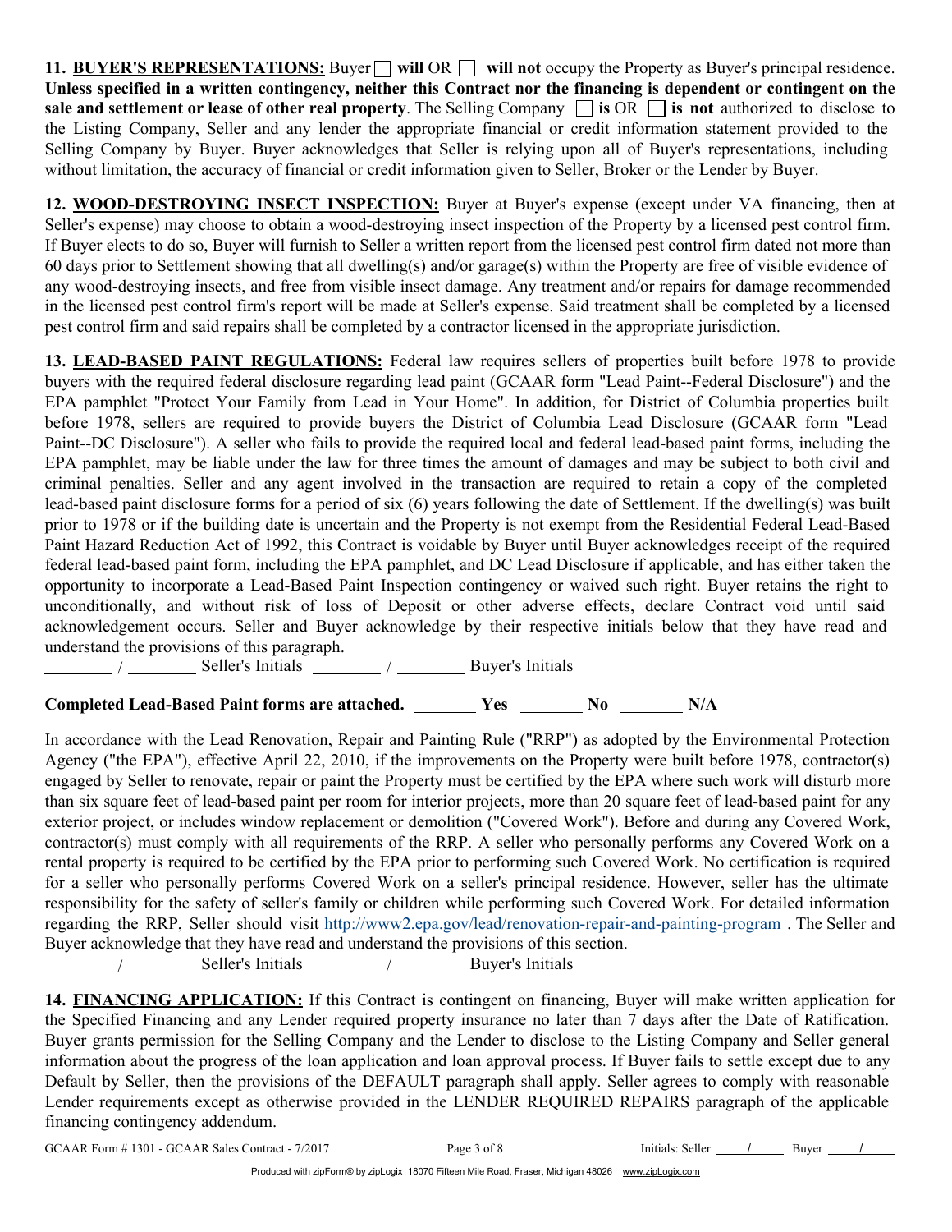**11. BUYER'S REPRESENTATIONS:** Buyer ☐ **will** OR ☐ **will not** occupy the Property as Buyer's principal residence. **Unless specified in a written contingency, neither this Contract nor the financing is dependent or contingent on the sale and settlement or lease of other real property**. The Selling Company ☐ **is** OR ☐ **is not** authorized to disclose to the Listing Company, Seller and any lender the appropriate financial or credit information statement provided to the Selling Company by Buyer. Buyer acknowledges that Seller is relying upon all of Buyer's representations, including without limitation, the accuracy of financial or credit information given to Seller, Broker or the Lender by Buyer.

**12. WOOD-DESTROYING INSECT INSPECTION:** Buyer at Buyer's expense (except under VA financing, then at Seller's expense) may choose to obtain a wood-destroying insect inspection of the Property by a licensed pest control firm. If Buyer elects to do so, Buyer will furnish to Seller a written report from the licensed pest control firm dated not more than 60 days prior to Settlement showing that all dwelling(s) and/or garage(s) within the Property are free of visible evidence of any wood-destroying insects, and free from visible insect damage. Any treatment and/or repairs for damage recommended in the licensed pest control firm's report will be made at Seller's expense. Said treatment shall be completed by a licensed pest control firm and said repairs shall be completed by a contractor licensed in the appropriate jurisdiction.

**13. LEAD-BASED PAINT REGULATIONS:** Federal law requires sellers of properties built before 1978 to provide buyers with the required federal disclosure regarding lead paint (GCAAR form "Lead Paint--Federal Disclosure") and the EPA pamphlet "Protect Your Family from Lead in Your Home". In addition, for District of Columbia properties built before 1978, sellers are required to provide buyers the District of Columbia Lead Disclosure (GCAAR form "Lead Paint--DC Disclosure"). A seller who fails to provide the required local and federal lead-based paint forms, including the EPA pamphlet, may be liable under the law for three times the amount of damages and may be subject to both civil and criminal penalties. Seller and any agent involved in the transaction are required to retain a copy of the completed lead-based paint disclosure forms for a period of six (6) years following the date of Settlement. If the dwelling(s) was built prior to 1978 or if the building date is uncertain and the Property is not exempt from the Residential Federal Lead-Based Paint Hazard Reduction Act of 1992, this Contract is voidable by Buyer until Buyer acknowledges receipt of the required federal lead-based paint form, including the EPA pamphlet, and DC Lead Disclosure if applicable, and has either taken the opportunity to incorporate a Lead-Based Paint Inspection contingency or waived such right. Buyer retains the right to unconditionally, and without risk of loss of Deposit or other adverse effects, declare Contract void until said acknowledgement occurs. Seller and Buyer acknowledge by their respective initials below that they have read and understand the provisions of this paragraph.

________ / ________ Seller's Initials ________ / ________ Buyer's Initials

**Completed Lead-Based Paint forms are attached.** ________ **Yes** ________ **No** ________ **N/A**

In accordance with the Lead Renovation, Repair and Painting Rule ("RRP") as adopted by the Environmental Protection Agency ("the EPA"), effective April 22, 2010, if the improvements on the Property were built before 1978, contractor(s) engaged by Seller to renovate, repair or paint the Property must be certified by the EPA where such work will disturb more than six square feet of lead-based paint per room for interior projects, more than 20 square feet of lead-based paint for any exterior project, or includes window replacement or demolition ("Covered Work"). Before and during any Covered Work, contractor(s) must comply with all requirements of the RRP. A seller who personally performs any Covered Work on a rental property is required to be certified by the EPA prior to performing such Covered Work. No certification is required for a seller who personally performs Covered Work on a seller's principal residence. However, seller has the ultimate responsibility for the safety of seller's family or children while performing such Covered Work. For detailed information regarding the RRP, Seller should visit http://www2.epa.gov/lead/renovation-repair-and-painting-program . The Seller and Buyer acknowledge that they have read and understand the provisions of this section.

________ / ________ Seller's Initials ________ / ________ Buyer's Initials

**14. FINANCING APPLICATION:** If this Contract is contingent on financing, Buyer will make written application for the Specified Financing and any Lender required property insurance no later than 7 days after the Date of Ratification. Buyer grants permission for the Selling Company and the Lender to disclose to the Listing Company and Seller general information about the progress of the loan application and loan approval process. If Buyer fails to settle except due to any Default by Seller, then the provisions of the DEFAULT paragraph shall apply. Seller agrees to comply with reasonable Lender requirements except as otherwise provided in the LENDER REQUIRED REPAIRS paragraph of the applicable financing contingency addendum.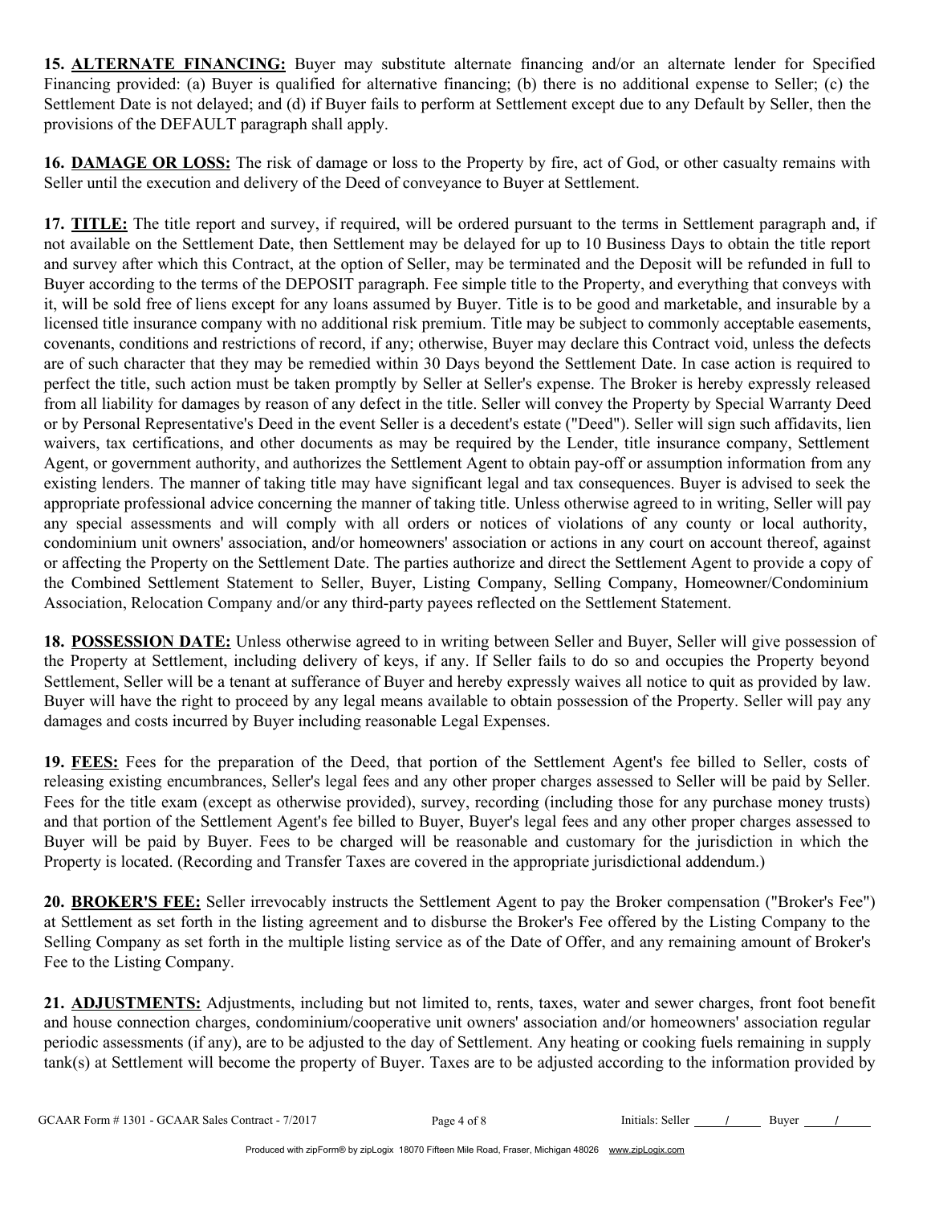**15. ALTERNATE FINANCING:** Buyer may substitute alternate financing and/or an alternate lender for Specified Financing provided: (a) Buyer is qualified for alternative financing; (b) there is no additional expense to Seller; (c) the Settlement Date is not delayed; and (d) if Buyer fails to perform at Settlement except due to any Default by Seller, then the provisions of the DEFAULT paragraph shall apply.

**16. DAMAGE OR LOSS:** The risk of damage or loss to the Property by fire, act of God, or other casualty remains with Seller until the execution and delivery of the Deed of conveyance to Buyer at Settlement.

**17. TITLE:** The title report and survey, if required, will be ordered pursuant to the terms in Settlement paragraph and, if not available on the Settlement Date, then Settlement may be delayed for up to 10 Business Days to obtain the title report and survey after which this Contract, at the option of Seller, may be terminated and the Deposit will be refunded in full to Buyer according to the terms of the DEPOSIT paragraph. Fee simple title to the Property, and everything that conveys with it, will be sold free of liens except for any loans assumed by Buyer. Title is to be good and marketable, and insurable by a licensed title insurance company with no additional risk premium. Title may be subject to commonly acceptable easements, covenants, conditions and restrictions of record, if any; otherwise, Buyer may declare this Contract void, unless the defects are of such character that they may be remedied within 30 Days beyond the Settlement Date. In case action is required to perfect the title, such action must be taken promptly by Seller at Seller's expense. The Broker is hereby expressly released from all liability for damages by reason of any defect in the title. Seller will convey the Property by Special Warranty Deed or by Personal Representative's Deed in the event Seller is a decedent's estate ("Deed"). Seller will sign such affidavits, lien waivers, tax certifications, and other documents as may be required by the Lender, title insurance company, Settlement Agent, or government authority, and authorizes the Settlement Agent to obtain pay-off or assumption information from any existing lenders. The manner of taking title may have significant legal and tax consequences. Buyer is advised to seek the appropriate professional advice concerning the manner of taking title. Unless otherwise agreed to in writing, Seller will pay any special assessments and will comply with all orders or notices of violations of any county or local authority, condominium unit owners' association, and/or homeowners' association or actions in any court on account thereof, against or affecting the Property on the Settlement Date. The parties authorize and direct the Settlement Agent to provide a copy of the Combined Settlement Statement to Seller, Buyer, Listing Company, Selling Company, Homeowner/Condominium Association, Relocation Company and/or any third-party payees reflected on the Settlement Statement.

**18. POSSESSION DATE:** Unless otherwise agreed to in writing between Seller and Buyer, Seller will give possession of the Property at Settlement, including delivery of keys, if any. If Seller fails to do so and occupies the Property beyond Settlement, Seller will be a tenant at sufferance of Buyer and hereby expressly waives all notice to quit as provided by law. Buyer will have the right to proceed by any legal means available to obtain possession of the Property. Seller will pay any damages and costs incurred by Buyer including reasonable Legal Expenses.

**19. FEES:** Fees for the preparation of the Deed, that portion of the Settlement Agent's fee billed to Seller, costs of releasing existing encumbrances, Seller's legal fees and any other proper charges assessed to Seller will be paid by Seller. Fees for the title exam (except as otherwise provided), survey, recording (including those for any purchase money trusts) and that portion of the Settlement Agent's fee billed to Buyer, Buyer's legal fees and any other proper charges assessed to Buyer will be paid by Buyer. Fees to be charged will be reasonable and customary for the jurisdiction in which the Property is located. (Recording and Transfer Taxes are covered in the appropriate jurisdictional addendum.)

**20. BROKER'S FEE:** Seller irrevocably instructs the Settlement Agent to pay the Broker compensation ("Broker's Fee") at Settlement as set forth in the listing agreement and to disburse the Broker's Fee offered by the Listing Company to the Selling Company as set forth in the multiple listing service as of the Date of Offer, and any remaining amount of Broker's Fee to the Listing Company.

**21. ADJUSTMENTS:** Adjustments, including but not limited to, rents, taxes, water and sewer charges, front foot benefit and house connection charges, condominium/cooperative unit owners' association and/or homeowners' association regular periodic assessments (if any), are to be adjusted to the day of Settlement. Any heating or cooking fuels remaining in supply tank(s) at Settlement will become the property of Buyer. Taxes are to be adjusted according to the information provided by

Initials: Seller ____/____ Buyer ____/____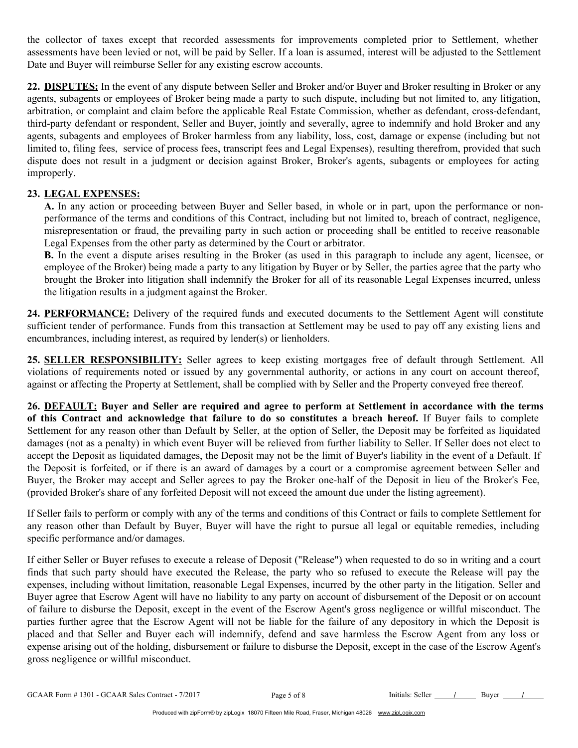the collector of taxes except that recorded assessments for improvements completed prior to Settlement, whether assessments have been levied or not, will be paid by Seller. If a loan is assumed, interest will be adjusted to the Settlement Date and Buyer will reimburse Seller for any existing escrow accounts.

**22. <u>DISPUTES:</u>** In the event of any dispute between Seller and Broker and/or Buyer and Broker resulting in Broker or any agents, subagents or employees of Broker being made a party to such dispute, including but not limited to, any litigation, arbitration, or complaint and claim before the applicable Real Estate Commission, whether as defendant, cross-defendant, third-party defendant or respondent, Seller and Buyer, jointly and severally, agree to indemnify and hold Broker and any agents, subagents and employees of Broker harmless from any liability, loss, cost, damage or expense (including but not limited to, filing fees, service of process fees, transcript fees and Legal Expenses), resulting therefrom, provided that such dispute does not result in a judgment or decision against Broker, Broker's agents, subagents or employees for acting improperly.

**23. <u>LEGAL EXPENSES:</u>**

**A.** In any action or proceeding between Buyer and Seller based, in whole or in part, upon the performance or non-performance of the terms and conditions of this Contract, including but not limited to, breach of contract, negligence, misrepresentation or fraud, the prevailing party in such action or proceeding shall be entitled to receive reasonable Legal Expenses from the other party as determined by the Court or arbitrator.

**B.** In the event a dispute arises resulting in the Broker (as used in this paragraph to include any agent, licensee, or employee of the Broker) being made a party to any litigation by Buyer or by Seller, the parties agree that the party who brought the Broker into litigation shall indemnify the Broker for all of its reasonable Legal Expenses incurred, unless the litigation results in a judgment against the Broker.

**24. <u>PERFORMANCE:</u>** Delivery of the required funds and executed documents to the Settlement Agent will constitute sufficient tender of performance. Funds from this transaction at Settlement may be used to pay off any existing liens and encumbrances, including interest, as required by lender(s) or lienholders.

**25. <u>SELLER RESPONSIBILITY:</u>** Seller agrees to keep existing mortgages free of default through Settlement. All violations of requirements noted or issued by any governmental authority, or actions in any court on account thereof, against or affecting the Property at Settlement, shall be complied with by Seller and the Property conveyed free thereof.

**26. <u>DEFAULT:</u> Buyer and Seller are required and agree to perform at Settlement in accordance with the terms of this Contract and acknowledge that failure to do so constitutes a breach hereof.** If Buyer fails to complete Settlement for any reason other than Default by Seller, at the option of Seller, the Deposit may be forfeited as liquidated damages (not as a penalty) in which event Buyer will be relieved from further liability to Seller. If Seller does not elect to accept the Deposit as liquidated damages, the Deposit may not be the limit of Buyer's liability in the event of a Default. If the Deposit is forfeited, or if there is an award of damages by a court or a compromise agreement between Seller and Buyer, the Broker may accept and Seller agrees to pay the Broker one-half of the Deposit in lieu of the Broker's Fee, (provided Broker's share of any forfeited Deposit will not exceed the amount due under the listing agreement).

If Seller fails to perform or comply with any of the terms and conditions of this Contract or fails to complete Settlement for any reason other than Default by Buyer, Buyer will have the right to pursue all legal or equitable remedies, including specific performance and/or damages.

If either Seller or Buyer refuses to execute a release of Deposit ("Release") when requested to do so in writing and a court finds that such party should have executed the Release, the party who so refused to execute the Release will pay the expenses, including without limitation, reasonable Legal Expenses, incurred by the other party in the litigation. Seller and Buyer agree that Escrow Agent will have no liability to any party on account of disbursement of the Deposit or on account of failure to disburse the Deposit, except in the event of the Escrow Agent's gross negligence or willful misconduct. The parties further agree that the Escrow Agent will not be liable for the failure of any depository in which the Deposit is placed and that Seller and Buyer each will indemnify, defend and save harmless the Escrow Agent from any loss or expense arising out of the holding, disbursement or failure to disburse the Deposit, except in the case of the Escrow Agent's gross negligence or willful misconduct.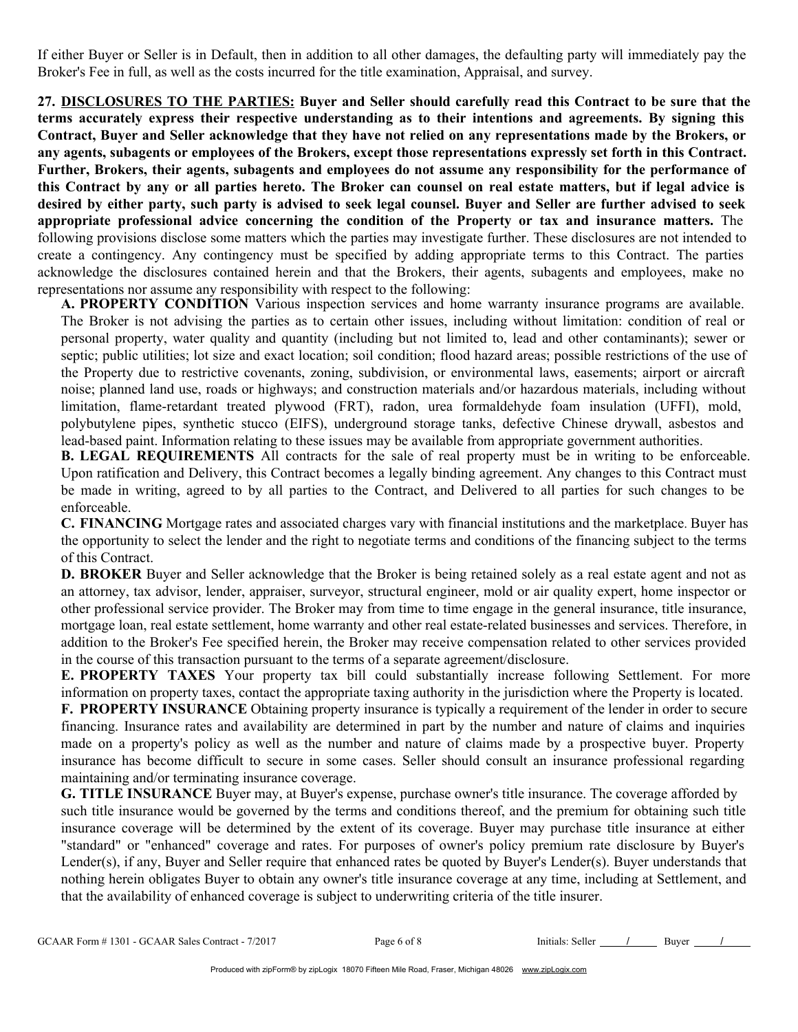If either Buyer or Seller is in Default, then in addition to all other damages, the defaulting party will immediately pay the Broker's Fee in full, as well as the costs incurred for the title examination, Appraisal, and survey.

**27. <u>DISCLOSURES TO THE PARTIES:</u> Buyer and Seller should carefully read this Contract to be sure that the terms accurately express their respective understanding as to their intentions and agreements. By signing this Contract, Buyer and Seller acknowledge that they have not relied on any representations made by the Brokers, or any agents, subagents or employees of the Brokers, except those representations expressly set forth in this Contract. Further, Brokers, their agents, subagents and employees do not assume any responsibility for the performance of this Contract by any or all parties hereto. The Broker can counsel on real estate matters, but if legal advice is desired by either party, such party is advised to seek legal counsel. Buyer and Seller are further advised to seek appropriate professional advice concerning the condition of the Property or tax and insurance matters.** The following provisions disclose some matters which the parties may investigate further. These disclosures are not intended to create a contingency. Any contingency must be specified by adding appropriate terms to this Contract. The parties acknowledge the disclosures contained herein and that the Brokers, their agents, subagents and employees, make no representations nor assume any responsibility with respect to the following:

**A. PROPERTY CONDITION** Various inspection services and home warranty insurance programs are available. The Broker is not advising the parties as to certain other issues, including without limitation: condition of real or personal property, water quality and quantity (including but not limited to, lead and other contaminants); sewer or septic; public utilities; lot size and exact location; soil condition; flood hazard areas; possible restrictions of the use of the Property due to restrictive covenants, zoning, subdivision, or environmental laws, easements; airport or aircraft noise; planned land use, roads or highways; and construction materials and/or hazardous materials, including without limitation, flame-retardant treated plywood (FRT), radon, urea formaldehyde foam insulation (UFFI), mold, polybutylene pipes, synthetic stucco (EIFS), underground storage tanks, defective Chinese drywall, asbestos and lead-based paint. Information relating to these issues may be available from appropriate government authorities.

**B. LEGAL REQUIREMENTS** All contracts for the sale of real property must be in writing to be enforceable. Upon ratification and Delivery, this Contract becomes a legally binding agreement. Any changes to this Contract must be made in writing, agreed to by all parties to the Contract, and Delivered to all parties for such changes to be enforceable.

**C. FINANCING** Mortgage rates and associated charges vary with financial institutions and the marketplace. Buyer has the opportunity to select the lender and the right to negotiate terms and conditions of the financing subject to the terms of this Contract.

**D. BROKER** Buyer and Seller acknowledge that the Broker is being retained solely as a real estate agent and not as an attorney, tax advisor, lender, appraiser, surveyor, structural engineer, mold or air quality expert, home inspector or other professional service provider. The Broker may from time to time engage in the general insurance, title insurance, mortgage loan, real estate settlement, home warranty and other real estate-related businesses and services. Therefore, in addition to the Broker's Fee specified herein, the Broker may receive compensation related to other services provided in the course of this transaction pursuant to the terms of a separate agreement/disclosure.

**E. PROPERTY TAXES** Your property tax bill could substantially increase following Settlement. For more information on property taxes, contact the appropriate taxing authority in the jurisdiction where the Property is located.

**F. PROPERTY INSURANCE** Obtaining property insurance is typically a requirement of the lender in order to secure financing. Insurance rates and availability are determined in part by the number and nature of claims and inquiries made on a property's policy as well as the number and nature of claims made by a prospective buyer. Property insurance has become difficult to secure in some cases. Seller should consult an insurance professional regarding maintaining and/or terminating insurance coverage.

**G. TITLE INSURANCE** Buyer may, at Buyer's expense, purchase owner's title insurance. The coverage afforded by such title insurance would be governed by the terms and conditions thereof, and the premium for obtaining such title insurance coverage will be determined by the extent of its coverage. Buyer may purchase title insurance at either "standard" or "enhanced" coverage and rates. For purposes of owner's policy premium rate disclosure by Buyer's Lender(s), if any, Buyer and Seller require that enhanced rates be quoted by Buyer's Lender(s). Buyer understands that nothing herein obligates Buyer to obtain any owner's title insurance coverage at any time, including at Settlement, and that the availability of enhanced coverage is subject to underwriting criteria of the title insurer.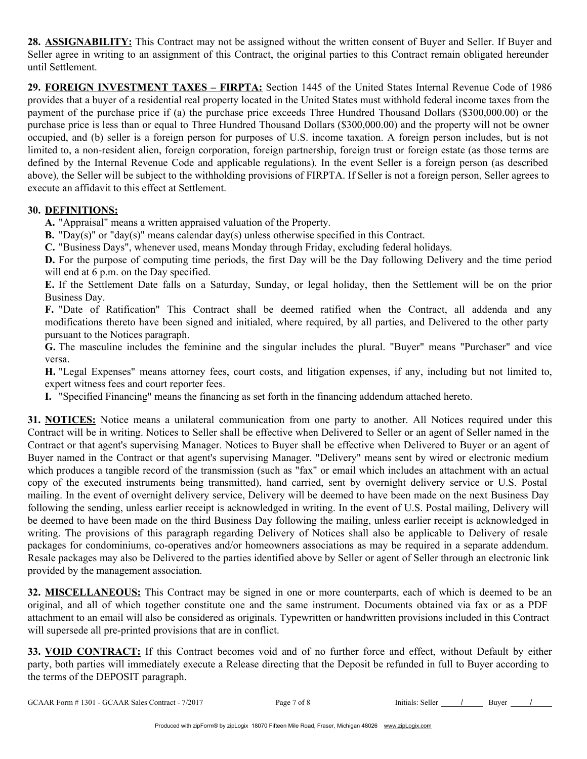**28. ASSIGNABILITY:** This Contract may not be assigned without the written consent of Buyer and Seller. If Buyer and Seller agree in writing to an assignment of this Contract, the original parties to this Contract remain obligated hereunder until Settlement.

**29. FOREIGN INVESTMENT TAXES – FIRPTA:** Section 1445 of the United States Internal Revenue Code of 1986 provides that a buyer of a residential real property located in the United States must withhold federal income taxes from the payment of the purchase price if (a) the purchase price exceeds Three Hundred Thousand Dollars ($300,000.00) or the purchase price is less than or equal to Three Hundred Thousand Dollars ($300,000.00) and the property will not be owner occupied, and (b) seller is a foreign person for purposes of U.S. income taxation. A foreign person includes, but is not limited to, a non-resident alien, foreign corporation, foreign partnership, foreign trust or foreign estate (as those terms are defined by the Internal Revenue Code and applicable regulations). In the event Seller is a foreign person (as described above), the Seller will be subject to the withholding provisions of FIRPTA. If Seller is not a foreign person, Seller agrees to execute an affidavit to this effect at Settlement.

**30. DEFINITIONS:**

**A.** "Appraisal" means a written appraised valuation of the Property.

**B.** "Day(s)" or "day(s)" means calendar day(s) unless otherwise specified in this Contract.

**C.** "Business Days", whenever used, means Monday through Friday, excluding federal holidays.

**D.** For the purpose of computing time periods, the first Day will be the Day following Delivery and the time period will end at 6 p.m. on the Day specified.

**E.** If the Settlement Date falls on a Saturday, Sunday, or legal holiday, then the Settlement will be on the prior Business Day.

**F.** "Date of Ratification" This Contract shall be deemed ratified when the Contract, all addenda and any modifications thereto have been signed and initialed, where required, by all parties, and Delivered to the other party pursuant to the Notices paragraph.

**G.** The masculine includes the feminine and the singular includes the plural. "Buyer" means "Purchaser" and vice versa.

**H.** "Legal Expenses" means attorney fees, court costs, and litigation expenses, if any, including but not limited to, expert witness fees and court reporter fees.

**I.** "Specified Financing" means the financing as set forth in the financing addendum attached hereto.

**31. NOTICES:** Notice means a unilateral communication from one party to another. All Notices required under this Contract will be in writing. Notices to Seller shall be effective when Delivered to Seller or an agent of Seller named in the Contract or that agent's supervising Manager. Notices to Buyer shall be effective when Delivered to Buyer or an agent of Buyer named in the Contract or that agent's supervising Manager. "Delivery" means sent by wired or electronic medium which produces a tangible record of the transmission (such as "fax" or email which includes an attachment with an actual copy of the executed instruments being transmitted), hand carried, sent by overnight delivery service or U.S. Postal mailing. In the event of overnight delivery service, Delivery will be deemed to have been made on the next Business Day following the sending, unless earlier receipt is acknowledged in writing. In the event of U.S. Postal mailing, Delivery will be deemed to have been made on the third Business Day following the mailing, unless earlier receipt is acknowledged in writing. The provisions of this paragraph regarding Delivery of Notices shall also be applicable to Delivery of resale packages for condominiums, co-operatives and/or homeowners associations as may be required in a separate addendum. Resale packages may also be Delivered to the parties identified above by Seller or agent of Seller through an electronic link provided by the management association.

**32. MISCELLANEOUS:** This Contract may be signed in one or more counterparts, each of which is deemed to be an original, and all of which together constitute one and the same instrument. Documents obtained via fax or as a PDF attachment to an email will also be considered as originals. Typewritten or handwritten provisions included in this Contract will supersede all pre-printed provisions that are in conflict.

**33. VOID CONTRACT:** If this Contract becomes void and of no further force and effect, without Default by either party, both parties will immediately execute a Release directing that the Deposit be refunded in full to Buyer according to the terms of the DEPOSIT paragraph.

GCAAR Form # 1301 - GCAAR Sales Contract - 7/2017 Initials: Seller ____/____ Buyer ____/____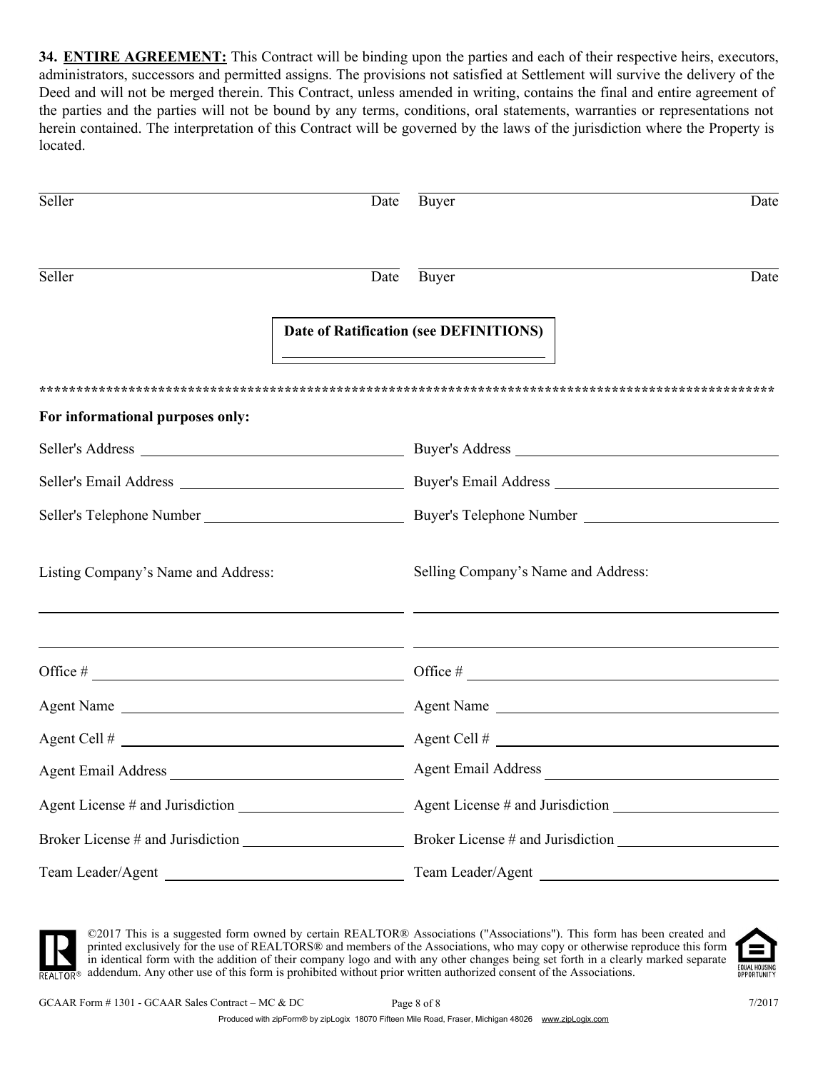**34. ENTIRE AGREEMENT:** This Contract will be binding upon the parties and each of their respective heirs, executors, administrators, successors and permitted assigns. The provisions not satisfied at Settlement will survive the delivery of the Deed and will not be merged therein. This Contract, unless amended in writing, contains the final and entire agreement of the parties and the parties will not be bound by any terms, conditions, oral statements, warranties or representations not herein contained. The interpretation of this Contract will be governed by the laws of the jurisdiction where the Property is located.

| | | | |
|---|---|---|---|
| Seller | Date | Buyer | Date |
| Seller | Date | Buyer | Date |

**Date of Ratification (see DEFINITIONS)**

______________________________

****************************************************************************************************

**For informational purposes only:**

| | |
|---|---|
| Seller's Address | Buyer's Address |
| Seller's Email Address | Buyer's Email Address |
| Seller's Telephone Number | Buyer's Telephone Number |
| Listing Company's Name and Address: | Selling Company's Name and Address: |
| Office # | Office # |
| Agent Name | Agent Name |
| Agent Cell # | Agent Cell # |
| Agent Email Address | Agent Email Address |
| Agent License # and Jurisdiction | Agent License # and Jurisdiction |
| Broker License # and Jurisdiction | Broker License # and Jurisdiction |
| Team Leader/Agent | Team Leader/Agent |

©2017 This is a suggested form owned by certain REALTOR® Associations ("Associations"). This form has been created and printed exclusively for the use of REALTORS® and members of the Associations, who may copy or otherwise reproduce this form in identical form with the addition of their company logo and with any other changes being set forth in a clearly marked separate addendum. Any other use of this form is prohibited without prior written authorized consent of the Associations.

GCAAR Form # 1301 - GCAAR Sales Contract – MC & DC 7/2017

Produced with zipForm® by zipLogix 18070 Fifteen Mile Road, Fraser, Michigan 48026 www.zipLogix.com